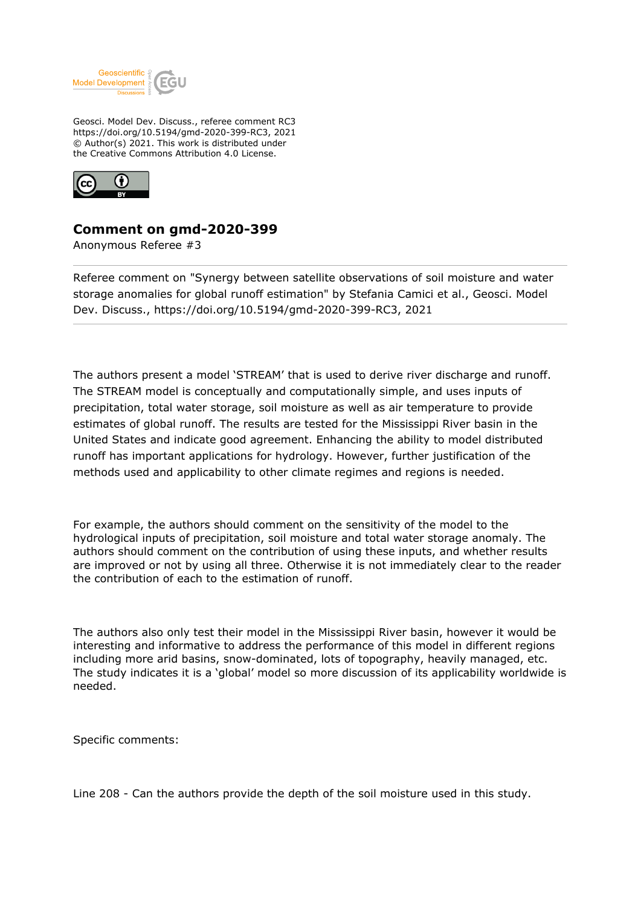Geosci. Model Dev. Discuss., referee comment RC3
https://doi.org/10.5194/gmd-2020-399-RC3, 2021
© Author(s) 2021. This work is distributed under
the Creative Commons Attribution 4.0 License.

# Comment on gmd-2020-399

Anonymous Referee #3

---

Referee comment on "Synergy between satellite observations of soil moisture and water storage anomalies for global runoff estimation" by Stefania Camici et al., Geosci. Model Dev. Discuss., https://doi.org/10.5194/gmd-2020-399-RC3, 2021

---

The authors present a model 'STREAM' that is used to derive river discharge and runoff. The STREAM model is conceptually and computationally simple, and uses inputs of precipitation, total water storage, soil moisture as well as air temperature to provide estimates of global runoff. The results are tested for the Mississippi River basin in the United States and indicate good agreement. Enhancing the ability to model distributed runoff has important applications for hydrology. However, further justification of the methods used and applicability to other climate regimes and regions is needed.

For example, the authors should comment on the sensitivity of the model to the hydrological inputs of precipitation, soil moisture and total water storage anomaly. The authors should comment on the contribution of using these inputs, and whether results are improved or not by using all three. Otherwise it is not immediately clear to the reader the contribution of each to the estimation of runoff.

The authors also only test their model in the Mississippi River basin, however it would be interesting and informative to address the performance of this model in different regions including more arid basins, snow-dominated, lots of topography, heavily managed, etc. The study indicates it is a 'global' model so more discussion of its applicability worldwide is needed.

Specific comments:

Line 208 - Can the authors provide the depth of the soil moisture used in this study.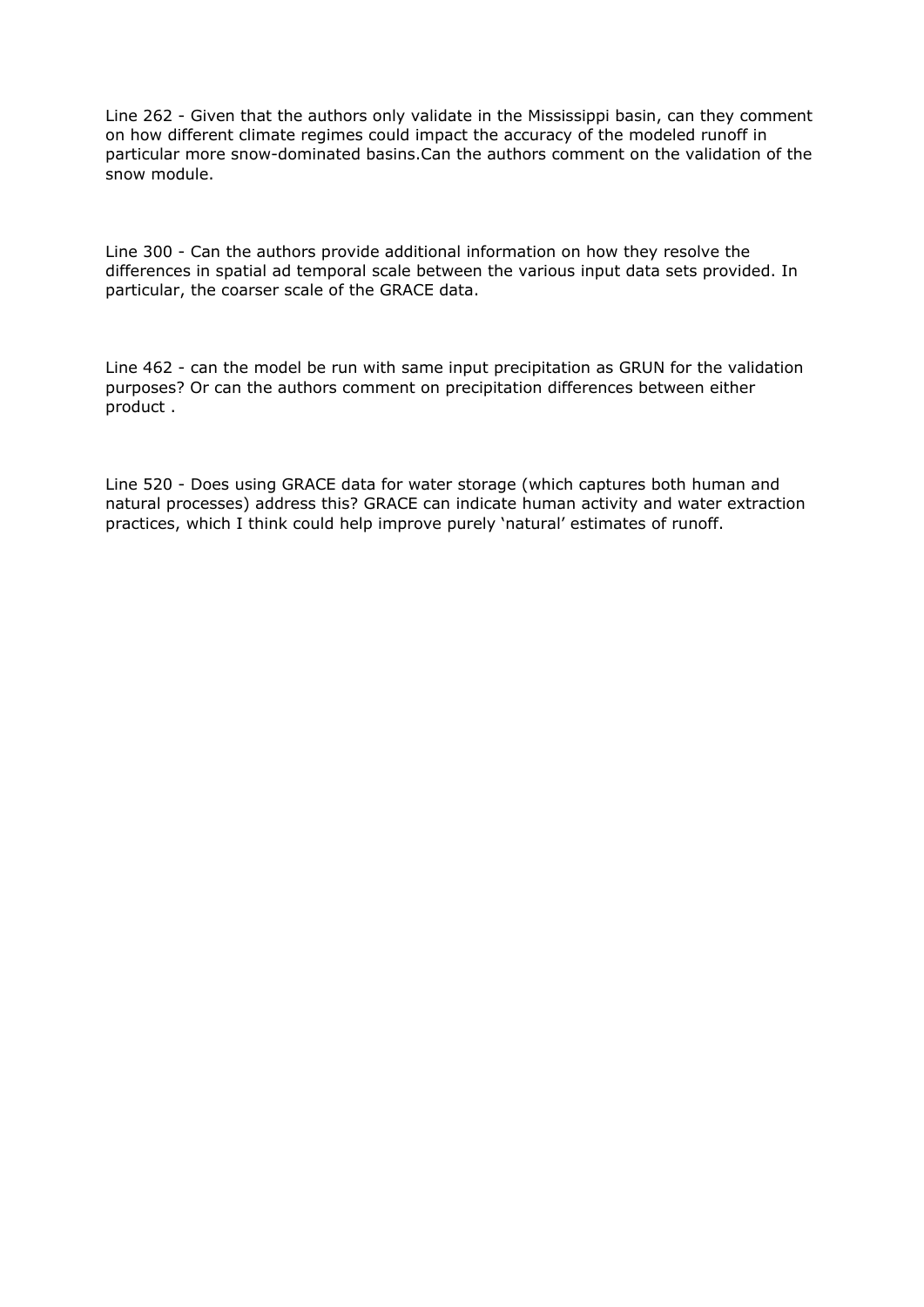Line 262 - Given that the authors only validate in the Mississippi basin, can they comment on how different climate regimes could impact the accuracy of the modeled runoff in particular more snow-dominated basins.Can the authors comment on the validation of the snow module.

Line 300 - Can the authors provide additional information on how they resolve the differences in spatial ad temporal scale between the various input data sets provided. In particular, the coarser scale of the GRACE data.

Line 462 - can the model be run with same input precipitation as GRUN for the validation purposes? Or can the authors comment on precipitation differences between either product .

Line 520 - Does using GRACE data for water storage (which captures both human and natural processes) address this? GRACE can indicate human activity and water extraction practices, which I think could help improve purely 'natural' estimates of runoff.